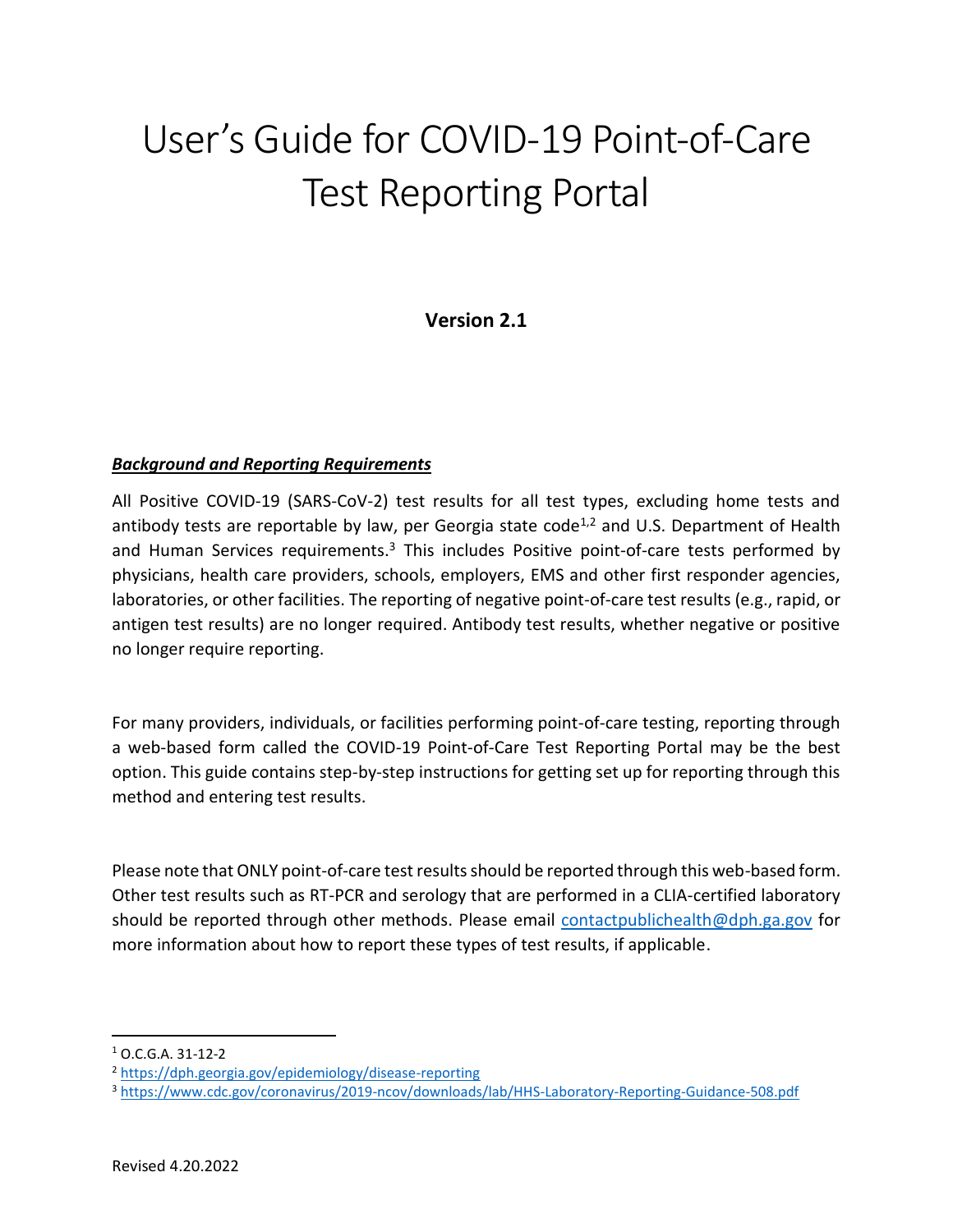# User's Guide for COVID-19 Point-of-Care Test Reporting Portal

**Version 2.1**

***Background and Reporting Requirements***

All Positive COVID-19 (SARS-CoV-2) test results for all test types, excluding home tests and antibody tests are reportable by law, per Georgia state code[1,2] and U.S. Department of Health and Human Services requirements.[3] This includes Positive point-of-care tests performed by physicians, health care providers, schools, employers, EMS and other first responder agencies, laboratories, or other facilities. The reporting of negative point-of-care test results (e.g., rapid, or antigen test results) are no longer required. Antibody test results, whether negative or positive no longer require reporting.

For many providers, individuals, or facilities performing point-of-care testing, reporting through a web-based form called the COVID-19 Point-of-Care Test Reporting Portal may be the best option. This guide contains step-by-step instructions for getting set up for reporting through this method and entering test results.

Please note that ONLY point-of-care test results should be reported through this web-based form. Other test results such as RT-PCR and serology that are performed in a CLIA-certified laboratory should be reported through other methods. Please email contactpublichealth@dph.ga.gov for more information about how to report these types of test results, if applicable.

[1] O.C.G.A. 31-12-2

[2] https://dph.georgia.gov/epidemiology/disease-reporting

[3] https://www.cdc.gov/coronavirus/2019-ncov/downloads/lab/HHS-Laboratory-Reporting-Guidance-508.pdf

Revised 4.20.2022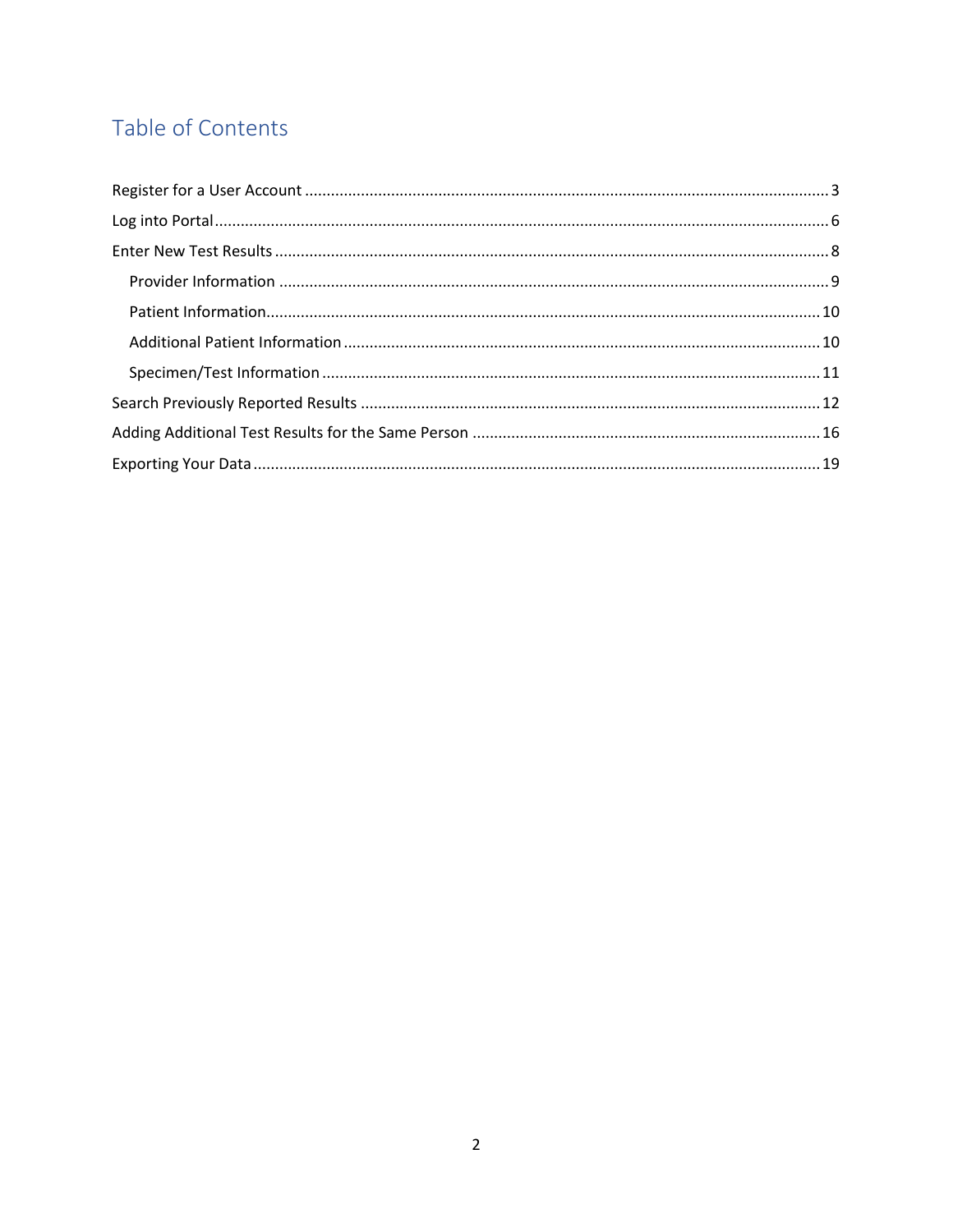# Table of Contents

- Register for a User Account ........ 3
- Log into Portal ........ 6
- Enter New Test Results ........ 8
  - Provider Information ........ 9
  - Patient Information ........ 10
  - Additional Patient Information ........ 10
  - Specimen/Test Information ........ 11
- Search Previously Reported Results ........ 12
- Adding Additional Test Results for the Same Person ........ 16
- Exporting Your Data ........ 19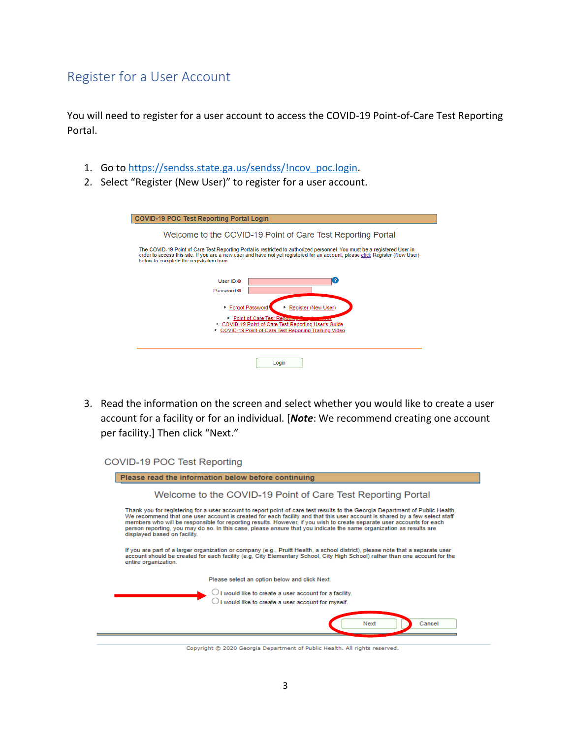## Register for a User Account

You will need to register for a user account to access the COVID-19 Point-of-Care Test Reporting Portal.

1. Go to https://sendss.state.ga.us/sendss/!ncov_poc.login.
2. Select "Register (New User)" to register for a user account.

COVID-19 POC Test Reporting Portal Login

Welcome to the COVID-19 Point of Care Test Reporting Portal

The COVID-19 Point of Care Test Reporting Portal is restricted to authorized personnel. You must be a registered User in order to access this site. If you are a new user and have not yet registered for an account, please click Register (New User) below to complete the registration form.

User ID:
Password:

- Forgot Password
- Register (New User)
- Point-of-Care Test Reporting Requirements
- COVID-19 Point-of-Care Test Reporting User's Guide
- COVID-19 Point-of-Care Test Reporting Training Video

Login

3. Read the information on the screen and select whether you would like to create a user account for a facility or for an individual. [***Note***: We recommend creating one account per facility.] Then click "Next."

COVID-19 POC Test Reporting

Please read the information below before continuing

Welcome to the COVID-19 Point of Care Test Reporting Portal

Thank you for registering for a user account to report point-of-care test results to the Georgia Department of Public Health. We recommend that one user account is created for each facility and that this user account is shared by a few select staff members who will be responsible for reporting results. However, if you wish to create separate user accounts for each person reporting, you may do so. In this case, please ensure that you indicate the same organization as results are displayed based on facility.

If you are part of a larger organization or company (e.g., Pruitt Health, a school district), please note that a separate user account should be created for each facility (e.g, City Elementary School, City High School) rather than one account for the entire organization.

Please select an option below and click Next.

- I would like to create a user account for a facility.
- I would like to create a user account for myself.

Next | Cancel

Copyright © 2020 Georgia Department of Public Health. All rights reserved.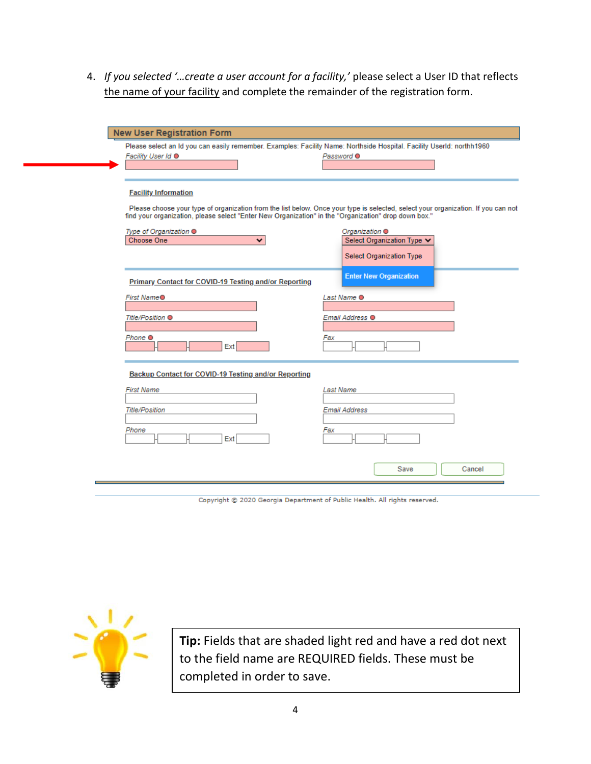4. *If you selected '…create a user account for a facility,'* please select a User ID that reflects the name of your facility and complete the remainder of the registration form.

**New User Registration Form**

Please select an Id you can easily remember. Examples: Facility Name: Northside Hospital. Facility UserId: northh1960

Facility User Id

Password

**Facility Information**

Please choose your type of organization from the list below. Once your type is selected, select your organization. If you can not find your organization, please select "Enter New Organization" in the "Organization" drop down box."

Type of Organization: Choose One

Organization: Select Organization Type

- Select Organization Type
- Enter New Organization

**Primary Contact for COVID-19 Testing and/or Reporting**

First Name

Last Name

Title/Position

Email Address

Phone Ext

Fax

**Backup Contact for COVID-19 Testing and/or Reporting**

First Name

Last Name

Title/Position

Email Address

Phone Ext

Fax

Save Cancel

Copyright © 2020 Georgia Department of Public Health. All rights reserved.

**Tip:** Fields that are shaded light red and have a red dot next to the field name are REQUIRED fields. These must be completed in order to save.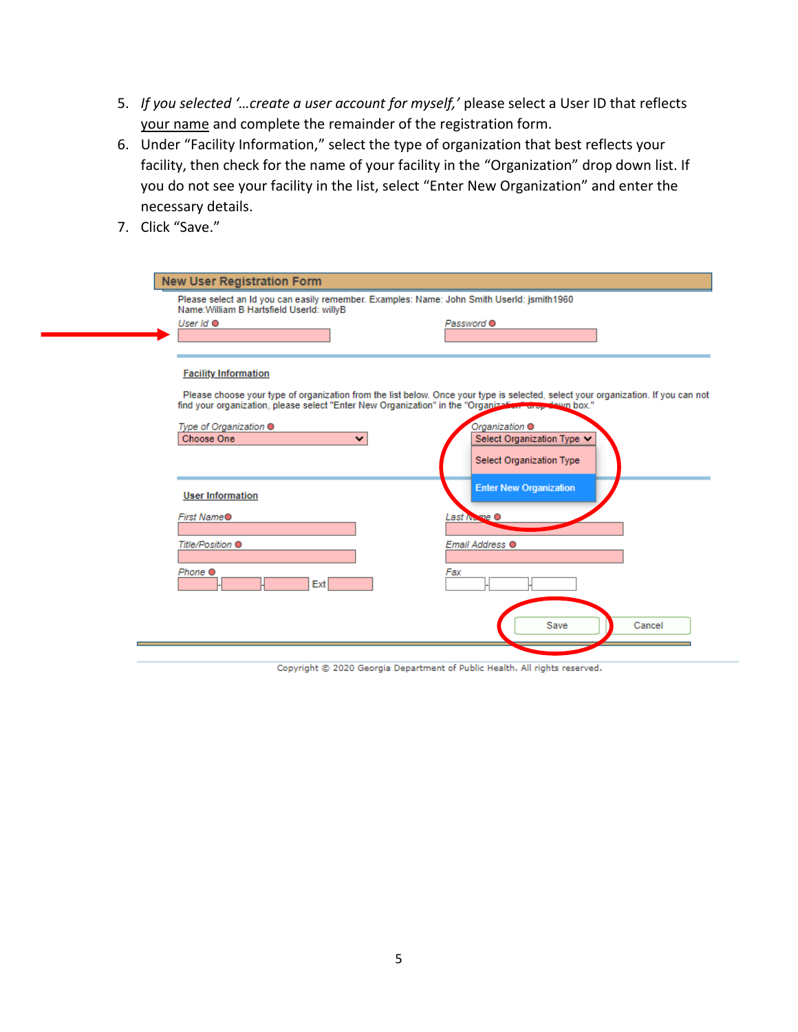5. *If you selected '…create a user account for myself,'* please select a User ID that reflects your name and complete the remainder of the registration form.
6. Under "Facility Information," select the type of organization that best reflects your facility, then check for the name of your facility in the "Organization" drop down list. If you do not see your facility in the list, select "Enter New Organization" and enter the necessary details.
7. Click "Save."

**New User Registration Form**

Please select an Id you can easily remember. Examples: Name: John Smith UserId: jsmith1960
Name:William B Hartsfield UserId: willyB

*User Id* | *Password*

**Facility Information**

Please choose your type of organization from the list below. Once your type is selected, select your organization. If you can not find your organization, please select "Enter New Organization" in the "Organization" drop down box."

*Type of Organization*: Choose One | *Organization*: Select Organization Type
- Select Organization Type
- Enter New Organization

**User Information**

*First Name* | *Last Name*

*Title/Position* | *Email Address*

*Phone* Ext | *Fax*

Save | Cancel

Copyright © 2020 Georgia Department of Public Health. All rights reserved.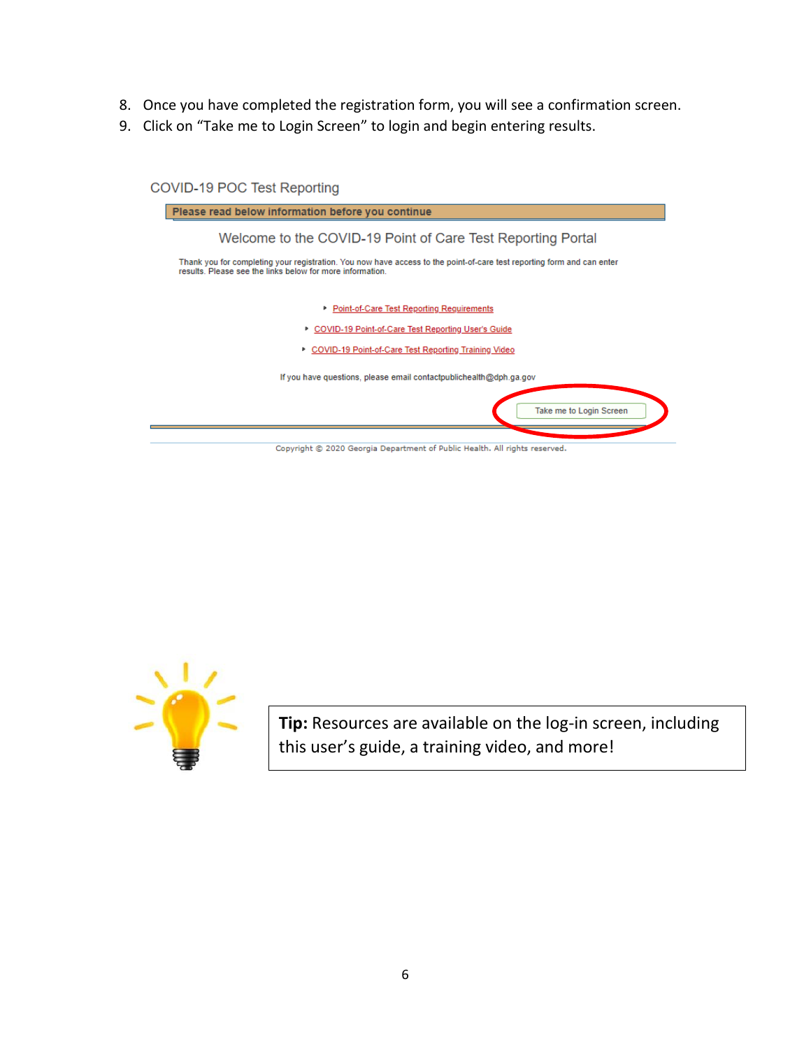8. Once you have completed the registration form, you will see a confirmation screen.
9. Click on "Take me to Login Screen" to login and begin entering results.

COVID-19 POC Test Reporting

**Please read below information before you continue**

Welcome to the COVID-19 Point of Care Test Reporting Portal

Thank you for completing your registration. You now have access to the point-of-care test reporting form and can enter results. Please see the links below for more information.

- Point-of-Care Test Reporting Requirements
- COVID-19 Point-of-Care Test Reporting User's Guide
- COVID-19 Point-of-Care Test Reporting Training Video

If you have questions, please email contactpublichealth@dph.ga.gov

Take me to Login Screen

Copyright © 2020 Georgia Department of Public Health. All rights reserved.

**Tip:** Resources are available on the log-in screen, including this user's guide, a training video, and more!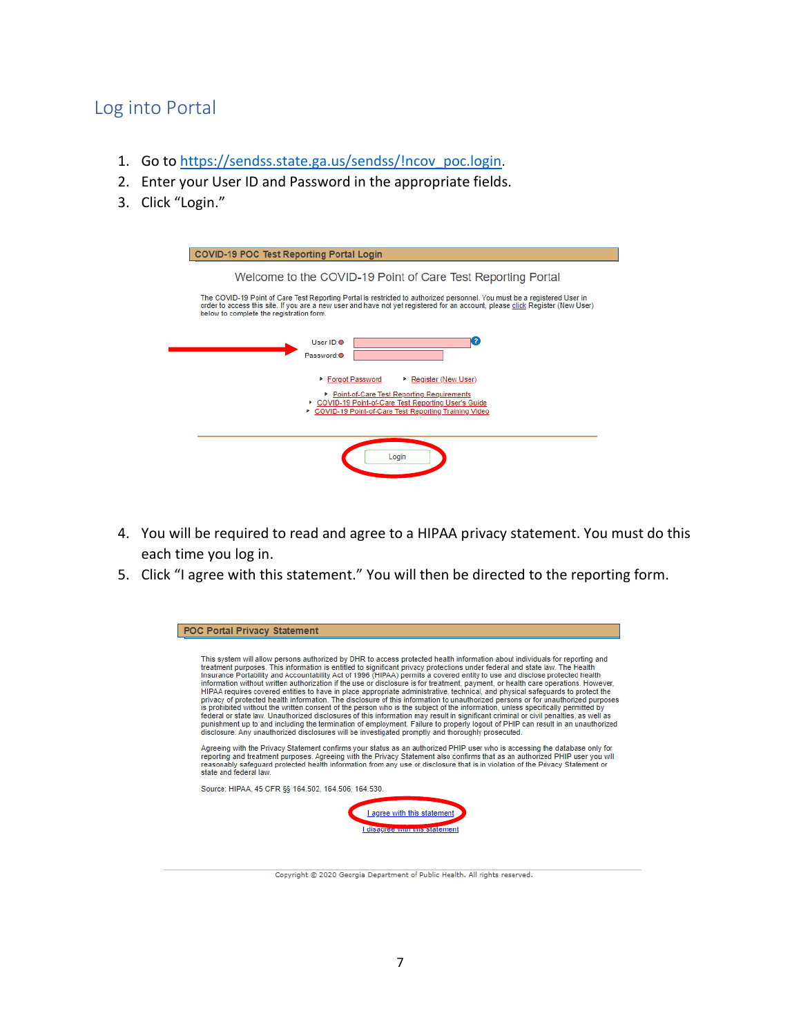## Log into Portal

1. Go to https://sendss.state.ga.us/sendss/!ncov_poc.login.
2. Enter your User ID and Password in the appropriate fields.
3. Click "Login."

COVID-19 POC Test Reporting Portal Login

Welcome to the COVID-19 Point of Care Test Reporting Portal

The COVID-19 Point of Care Test Reporting Portal is restricted to authorized personnel. You must be a registered User in order to access this site. If you are a new user and have not yet registered for an account, please click Register (New User) below to complete the registration form.

User ID:
Password:

Forgot Password
Register (New User)
Point-of-Care Test Reporting Requirements
COVID-19 Point-of-Care Test Reporting User's Guide
COVID-19 Point-of-Care Test Reporting Training Video

Login

4. You will be required to read and agree to a HIPAA privacy statement. You must do this each time you log in.
5. Click "I agree with this statement." You will then be directed to the reporting form.

POC Portal Privacy Statement

This system will allow persons authorized by DHR to access protected health information about individuals for reporting and treatment purposes. This information is entitled to significant privacy protections under federal and state law. The Health Insurance Portability and Accountability Act of 1996 (HIPAA) permits a covered entity to use and disclose protected health information without written authorization if the use or disclosure is for treatment, payment, or health care operations. However, HIPAA requires covered entities to have in place appropriate administrative, technical, and physical safeguards to protect the privacy of protected health information. The disclosure of this information to unauthorized persons or for unauthorized purposes is prohibited without the written consent of the person who is the subject of the information, unless specifically permitted by federal or state law. Unauthorized disclosures of this information may result in significant criminal or civil penalties, as well as punishment up to and including the termination of employment. Failure to properly logout of PHIP can result in an unauthorized disclosure. Any unauthorized disclosures will be investigated promptly and thoroughly prosecuted.

Agreeing with the Privacy Statement confirms your status as an authorized PHIP user who is accessing the database only for reporting and treatment purposes. Agreeing with the Privacy Statement also confirms that as an authorized PHIP user you will reasonably safeguard protected health information from any use or disclosure that is in violation of the Privacy Statement or state and federal law.

Source: HIPAA, 45 CFR §§ 164.502, 164.506, 164.530.

I agree with this statement
I disagree with this statement

Copyright © 2020 Georgia Department of Public Health. All rights reserved.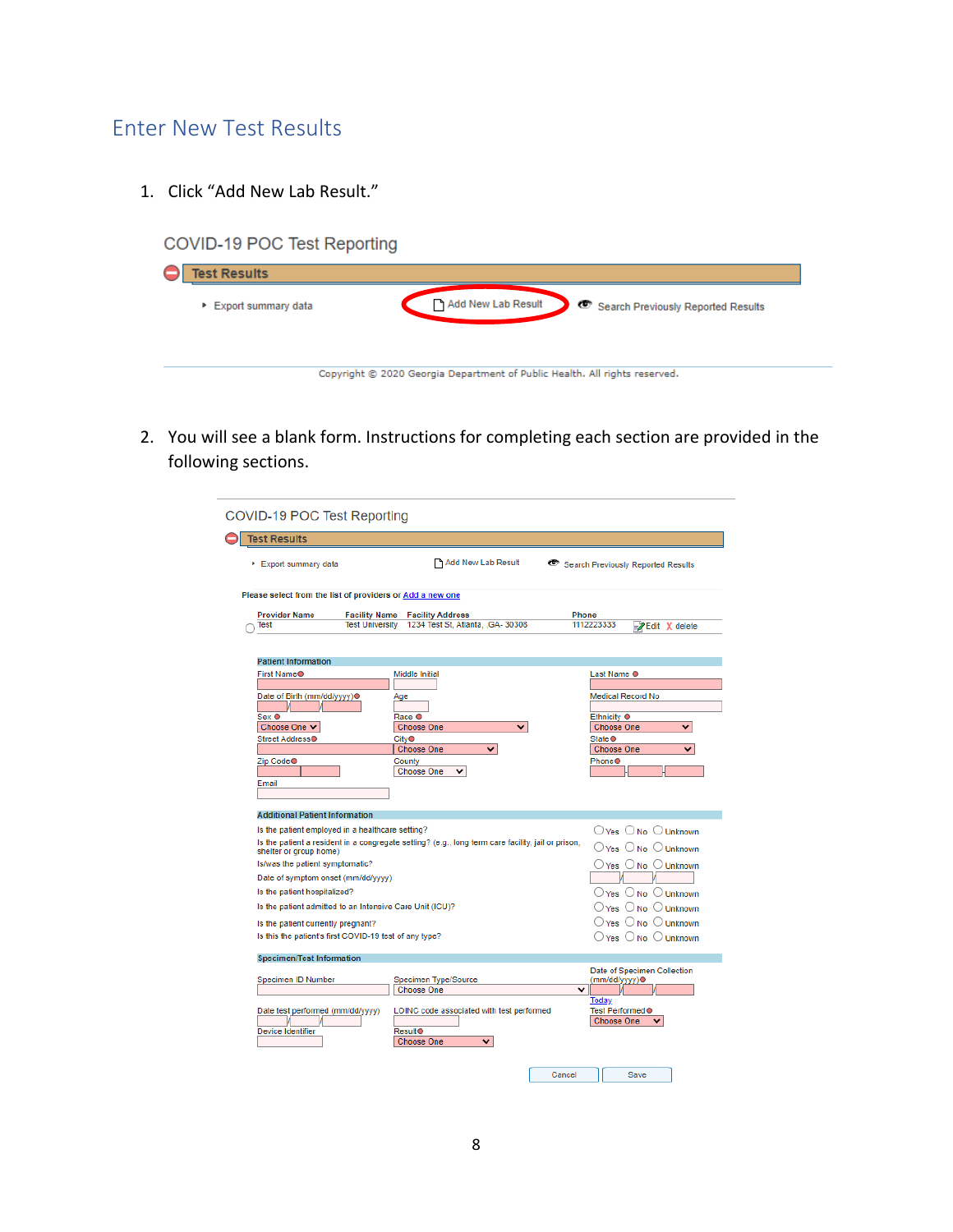## Enter New Test Results

1. Click "Add New Lab Result."

COVID-19 POC Test Reporting

Test Results

Export summary data | Add New Lab Result | Search Previously Reported Results

Copyright © 2020 Georgia Department of Public Health. All rights reserved.

2. You will see a blank form. Instructions for completing each section are provided in the following sections.

COVID-19 POC Test Reporting

Test Results

Export summary data | Add New Lab Result | Search Previously Reported Results

Please select from the list of providers or Add a new one

| Provider Name | Facility Name | Facility Address | Phone | |
|---|---|---|---|---|
| Test | Test University | 1234 Test St, Atlanta, GA- 30308 | 1112223333 | Edit X delete |

**Patient Information**

First Name | Middle Initial | Last Name

Date of Birth (mm/dd/yyyy) | Age | Medical Record No

Sex: Choose One | Race: Choose One | Ethnicity: Choose One

Street Address | City: Choose One | State: Choose One

Zip Code | County: Choose One | Phone

Email

**Additional Patient Information**

Is the patient employed in a healthcare setting? Yes / No / Unknown

Is the patient a resident in a congregate setting? (e.g., long term care facility, jail or prison, shelter or group home) Yes / No / Unknown

Is/was the patient symptomatic? Yes / No / Unknown

Date of symptom onset (mm/dd/yyyy)

Is the patient hospitalized? Yes / No / Unknown

Is the patient admitted to an Intensive Care Unit (ICU)? Yes / No / Unknown

Is the patient currently pregnant? Yes / No / Unknown

Is this the patient's first COVID-19 test of any type? Yes / No / Unknown

**Specimen/Test Information**

Specimen ID Number | Specimen Type/Source: Choose One | Date of Specimen Collection (mm/dd/yyyy) Today

Date test performed (mm/dd/yyyy) | LOINC code associated with test performed | Test Performed: Choose One

Device Identifier | Result: Choose One

Cancel | Save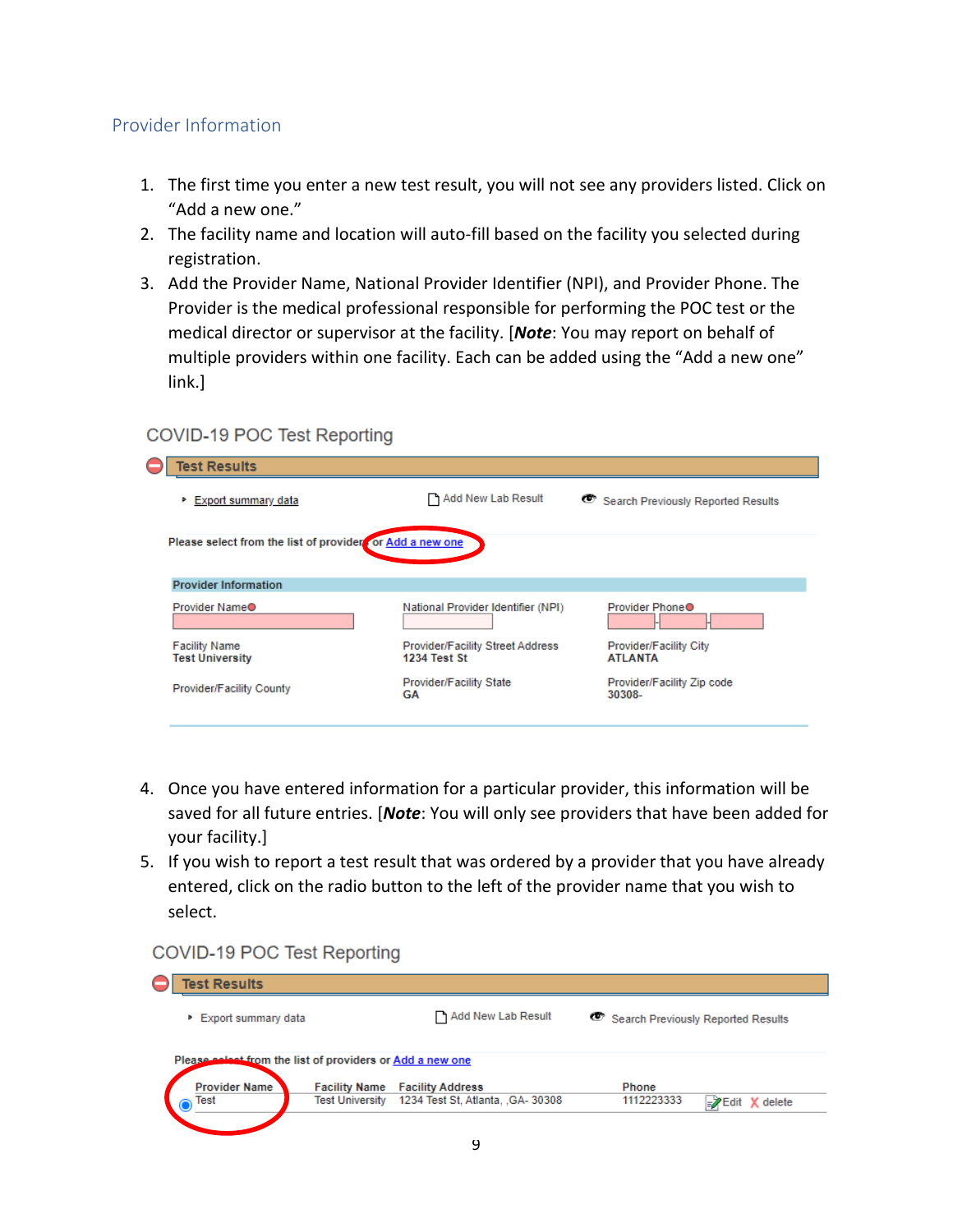## Provider Information

1. The first time you enter a new test result, you will not see any providers listed. Click on "Add a new one."
2. The facility name and location will auto-fill based on the facility you selected during registration.
3. Add the Provider Name, National Provider Identifier (NPI), and Provider Phone. The Provider is the medical professional responsible for performing the POC test or the medical director or supervisor at the facility. [***Note***: You may report on behalf of multiple providers within one facility. Each can be added using the "Add a new one" link.]

COVID-19 POC Test Reporting

**Test Results**

Export summary data | Add New Lab Result | Search Previously Reported Results

Please select from the list of providers or Add a new one

**Provider Information**

| Provider Name | National Provider Identifier (NPI) | Provider Phone |
|---|---|---|
| Facility Name<br>Test University | Provider/Facility Street Address<br>1234 Test St | Provider/Facility City<br>ATLANTA |
| Provider/Facility County | Provider/Facility State<br>GA | Provider/Facility Zip code<br>30308- |

4. Once you have entered information for a particular provider, this information will be saved for all future entries. [***Note***: You will only see providers that have been added for your facility.]
5. If you wish to report a test result that was ordered by a provider that you have already entered, click on the radio button to the left of the provider name that you wish to select.

COVID-19 POC Test Reporting

**Test Results**

Export summary data | Add New Lab Result | Search Previously Reported Results

Please select from the list of providers or Add a new one

| Provider Name | Facility Name | Facility Address | Phone | |
|---|---|---|---|---|
| Test | Test University | 1234 Test St, Atlanta, ,GA- 30308 | 1112223333 | Edit delete |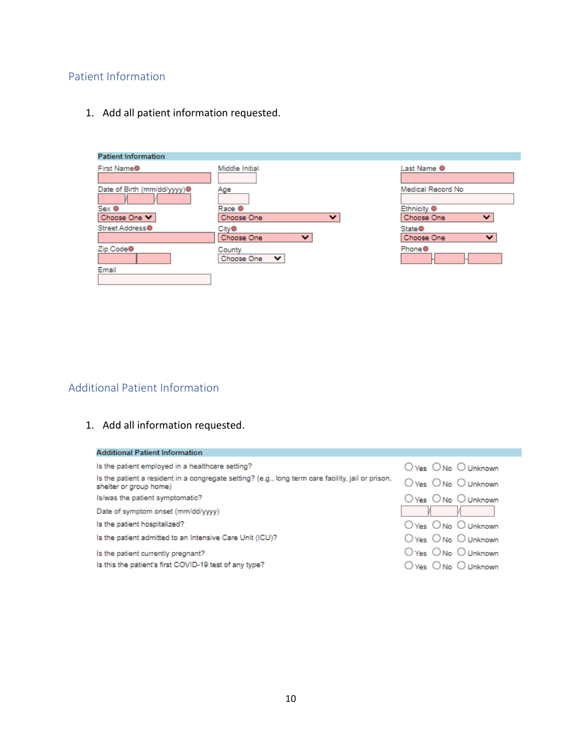## Patient Information

1. Add all patient information requested.

**Patient Information**

First Name
Middle Initial
Last Name
Date of Birth (mm/dd/yyyy)
Age
Medical Record No
Sex — Choose One
Race — Choose One
Ethnicity — Choose One
Street Address
City — Choose One
State — Choose One
Zip Code
County — Choose One
Phone
Email

## Additional Patient Information

1. Add all information requested.

**Additional Patient Information**

| | |
|---|---|
| Is the patient employed in a healthcare setting? | Yes / No / Unknown |
| Is the patient a resident in a congregate setting? (e.g., long term care facility, jail or prison, shelter or group home) | Yes / No / Unknown |
| Is/was the patient symptomatic? | Yes / No / Unknown |
| Date of symptom onset (mm/dd/yyyy) | |
| Is the patient hospitalized? | Yes / No / Unknown |
| Is the patient admitted to an Intensive Care Unit (ICU)? | Yes / No / Unknown |
| Is the patient currently pregnant? | Yes / No / Unknown |
| Is this the patient's first COVID-19 test of any type? | Yes / No / Unknown |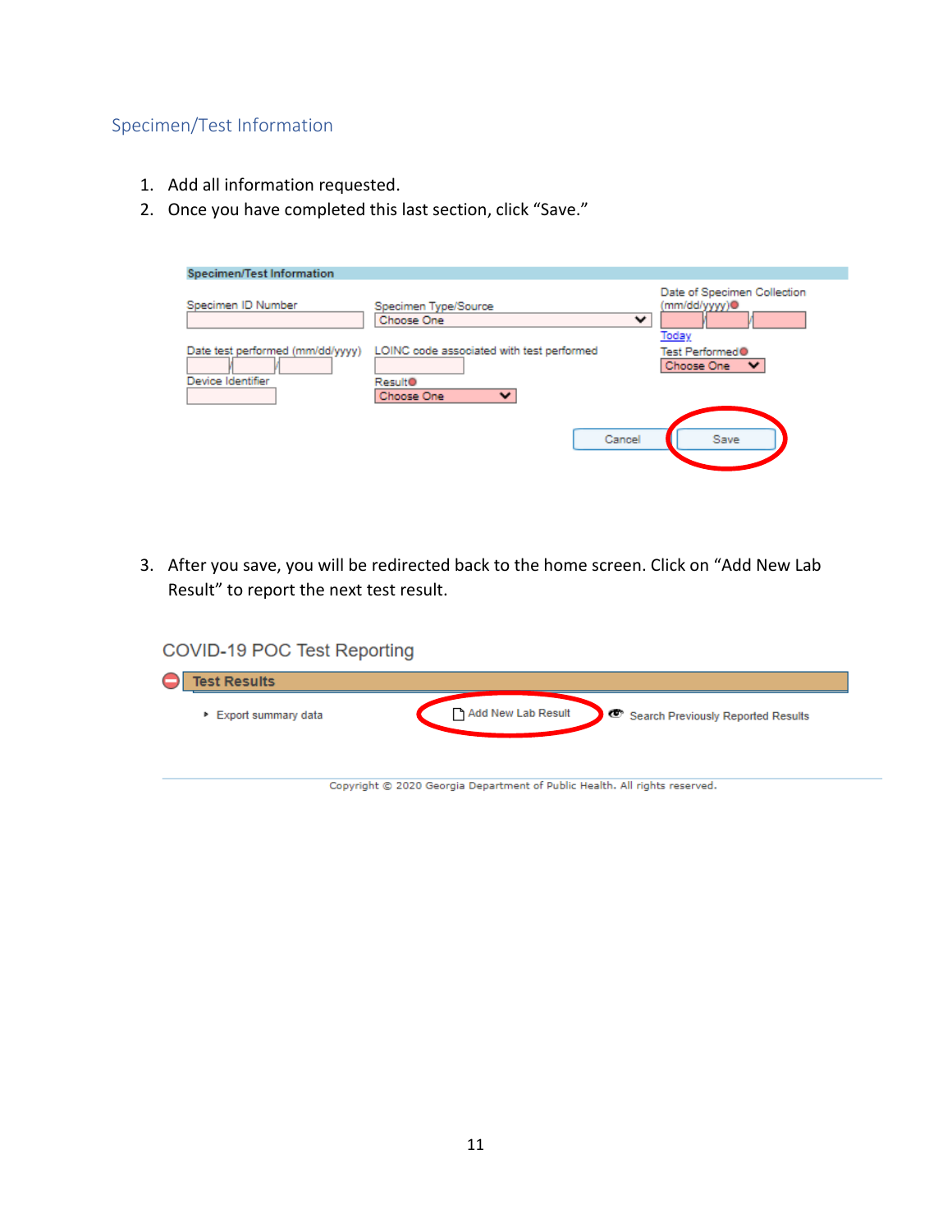## Specimen/Test Information

1. Add all information requested.
2. Once you have completed this last section, click "Save."

3. After you save, you will be redirected back to the home screen. Click on "Add New Lab Result" to report the next test result.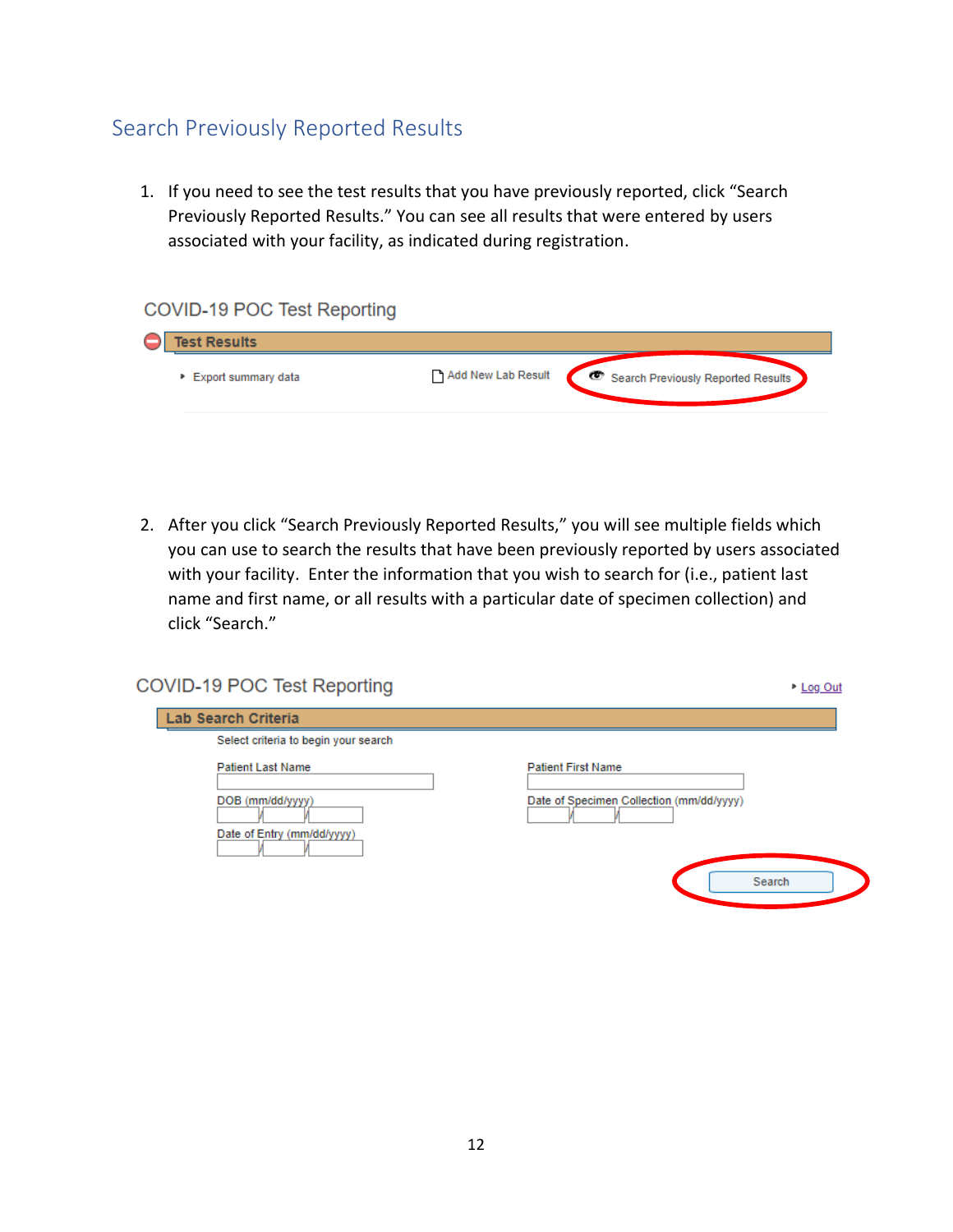## Search Previously Reported Results

1. If you need to see the test results that you have previously reported, click "Search Previously Reported Results." You can see all results that were entered by users associated with your facility, as indicated during registration.

COVID-19 POC Test Reporting

Test Results

Export summary data

Add New Lab Result

Search Previously Reported Results

2. After you click "Search Previously Reported Results," you will see multiple fields which you can use to search the results that have been previously reported by users associated with your facility. Enter the information that you wish to search for (i.e., patient last name and first name, or all results with a particular date of specimen collection) and click "Search."

COVID-19 POC Test Reporting

Log Out

Lab Search Criteria

Select criteria to begin your search

Patient Last Name

Patient First Name

DOB (mm/dd/yyyy)

Date of Specimen Collection (mm/dd/yyyy)

Date of Entry (mm/dd/yyyy)

Search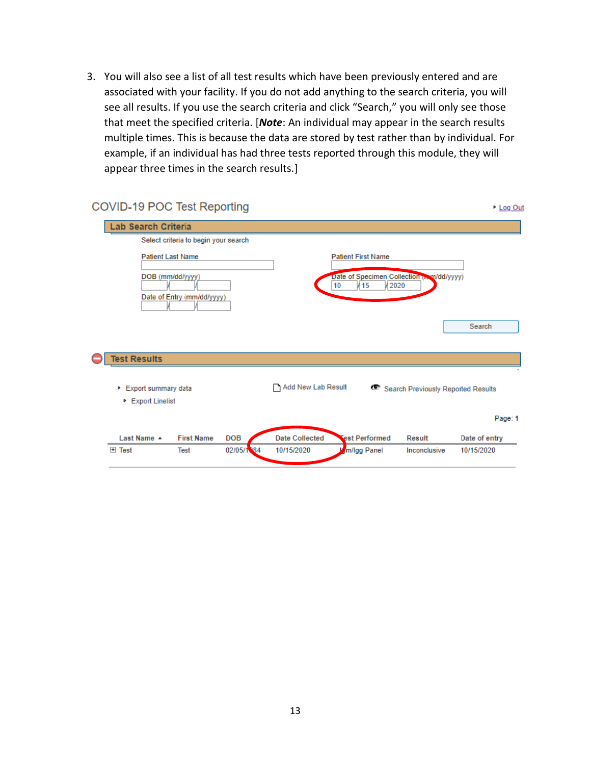3. You will also see a list of all test results which have been previously entered and are associated with your facility. If you do not add anything to the search criteria, you will see all results. If you use the search criteria and click “Search,” you will only see those that meet the specified criteria. [***Note***: An individual may appear in the search results multiple times. This is because the data are stored by test rather than by individual. For example, if an individual has had three tests reported through this module, they will appear three times in the search results.]

COVID-19 POC Test Reporting

Log Out

**Lab Search Criteria**

Select criteria to begin your search

Patient Last Name

Patient First Name

DOB (mm/dd/yyyy)

Date of Specimen Collection (mm/dd/yyyy) 10 / 15 / 2020

Date of Entry (mm/dd/yyyy)

Search

**Test Results**

Export summary data

Export Linelist

Add New Lab Result

Search Previously Reported Results

Page: 1

| Last Name | First Name | DOB | Date Collected | Test Performed | Result | Date of entry |
| --- | --- | --- | --- | --- | --- | --- |
| Test | Test | 02/05/1984 | 10/15/2020 | IgM/IgG Panel | Inconclusive | 10/15/2020 |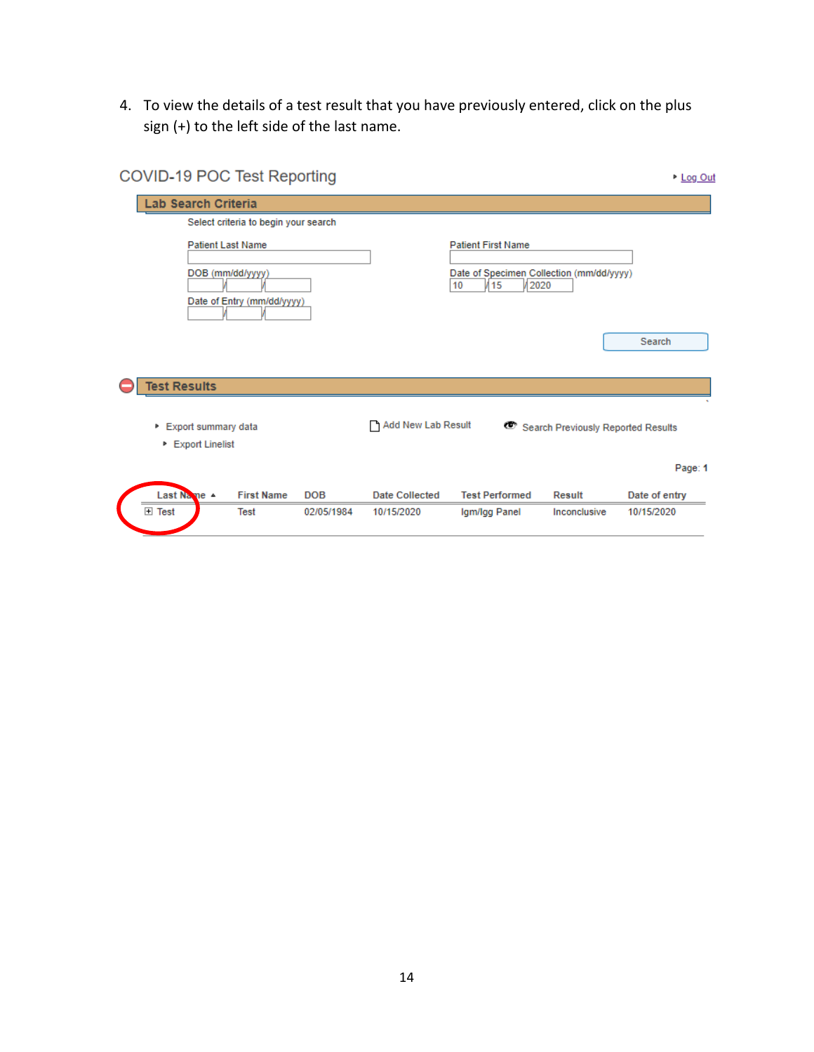4. To view the details of a test result that you have previously entered, click on the plus sign (+) to the left side of the last name.

COVID-19 POC Test Reporting

Log Out

**Lab Search Criteria**

Select criteria to begin your search

Patient Last Name

Patient First Name

DOB (mm/dd/yyyy)

Date of Specimen Collection (mm/dd/yyyy) 10 / 15 / 2020

Date of Entry (mm/dd/yyyy)

Search

**Test Results**

Export summary data

Export Linelist

Add New Lab Result

Search Previously Reported Results

Page: 1

| Last Name | First Name | DOB | Date Collected | Test Performed | Result | Date of entry |
|---|---|---|---|---|---|---|
| ⊞ Test | Test | 02/05/1984 | 10/15/2020 | Igm/Igg Panel | Inconclusive | 10/15/2020 |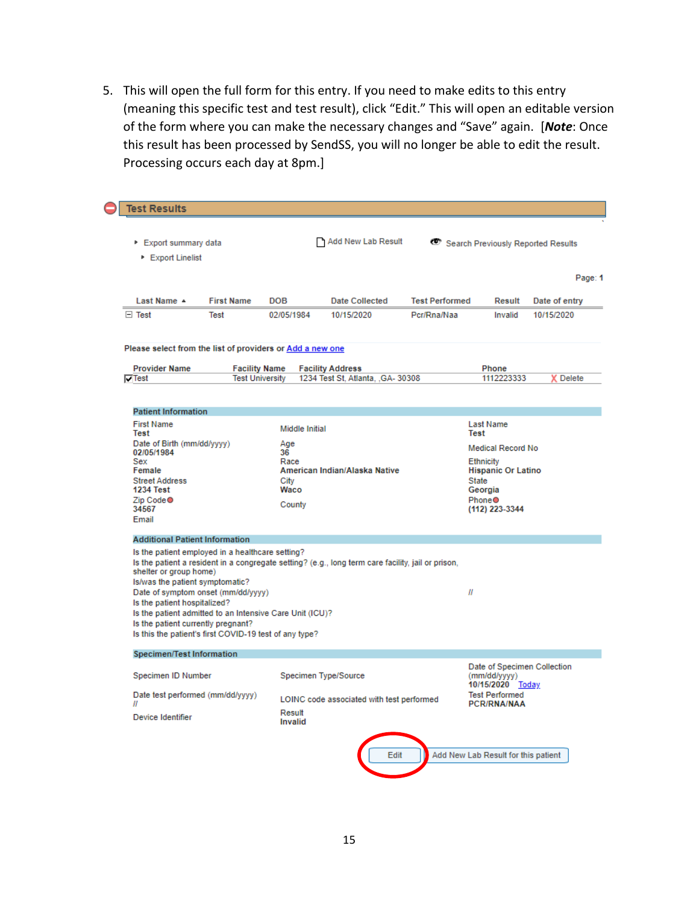5. This will open the full form for this entry. If you need to make edits to this entry (meaning this specific test and test result), click "Edit." This will open an editable version of the form where you can make the necessary changes and "Save" again. [***Note***: Once this result has been processed by SendSS, you will no longer be able to edit the result. Processing occurs each day at 8pm.]

**Test Results**

- Export summary data
- Export Linelist

Add New Lab Result

Search Previously Reported Results

Page: **1**

| Last Name ▲ | First Name | DOB | Date Collected | Test Performed | Result | Date of entry |
|---|---|---|---|---|---|---|
| Test | Test | 02/05/1984 | 10/15/2020 | Pcr/Rna/Naa | Invalid | 10/15/2020 |

Please select from the list of providers or Add a new one

| Provider Name | Facility Name | Facility Address | Phone | |
|---|---|---|---|---|
| Test | Test University | 1234 Test St, Atlanta, ,GA- 30308 | 1112223333 | X Delete |

**Patient Information**

| | | |
|---|---|---|
| First Name **Test** | Middle Initial | Last Name **Test** |
| Date of Birth (mm/dd/yyyy) **02/05/1984** | Age **36** | Medical Record No |
| Sex **Female** | Race **American Indian/Alaska Native** | Ethnicity **Hispanic Or Latino** |
| Street Address **1234 Test** | City **Waco** | State **Georgia** |
| Zip Code **34567** | County | Phone **(112) 223-3344** |
| Email | | |

**Additional Patient Information**

Is the patient employed in a healthcare setting?

Is the patient a resident in a congregate setting? (e.g., long term care facility, jail or prison, shelter or group home)

Is/was the patient symptomatic?

Date of symptom onset (mm/dd/yyyy) //

Is the patient hospitalized?

Is the patient admitted to an Intensive Care Unit (ICU)?

Is the patient currently pregnant?

Is this the patient's first COVID-19 test of any type?

**Specimen/Test Information**

| | | |
|---|---|---|
| Specimen ID Number | Specimen Type/Source | Date of Specimen Collection (mm/dd/yyyy) **10/15/2020** Today |
| Date test performed (mm/dd/yyyy) // | LOINC code associated with test performed | Test Performed **PCR/RNA/NAA** |
| Device Identifier | Result **Invalid** | |

Edit | Add New Lab Result for this patient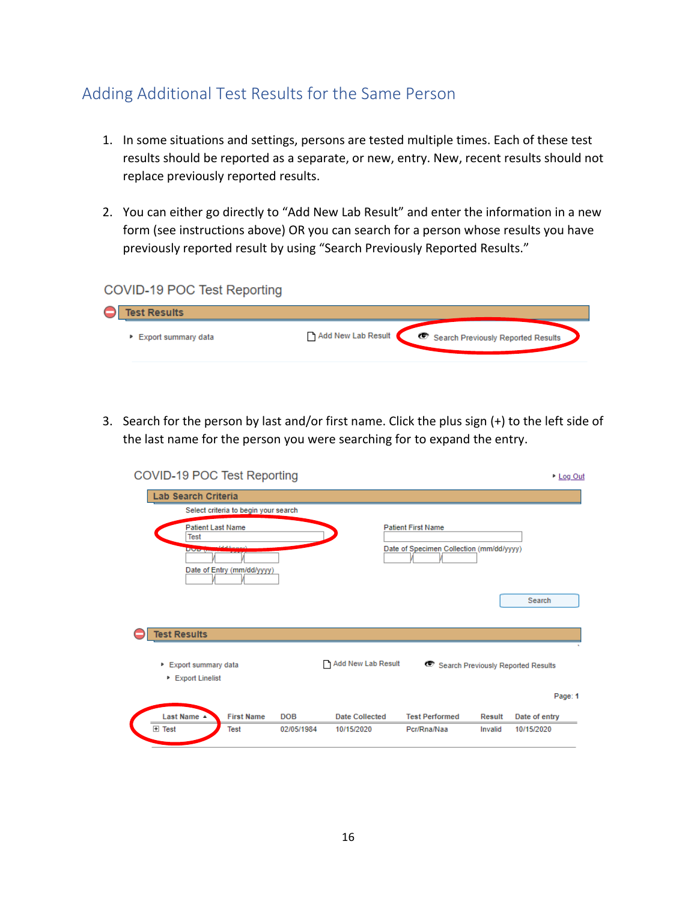## Adding Additional Test Results for the Same Person

1. In some situations and settings, persons are tested multiple times. Each of these test results should be reported as a separate, or new, entry. New, recent results should not replace previously reported results.

2. You can either go directly to "Add New Lab Result" and enter the information in a new form (see instructions above) OR you can search for a person whose results you have previously reported result by using "Search Previously Reported Results."

COVID-19 POC Test Reporting

Test Results

Export summary data

Add New Lab Result

Search Previously Reported Results

3. Search for the person by last and/or first name. Click the plus sign (+) to the left side of the last name for the person you were searching for to expand the entry.

COVID-19 POC Test Reporting

Log Out

Lab Search Criteria

Select criteria to begin your search

Patient Last Name: Test

Patient First Name

DOB (mm/dd/yyyy)

Date of Specimen Collection (mm/dd/yyyy)

Date of Entry (mm/dd/yyyy)

Search

Test Results

Export summary data

Export Linelist

Add New Lab Result

Search Previously Reported Results

Page: 1

| Last Name | First Name | DOB | Date Collected | Test Performed | Result | Date of entry |
|---|---|---|---|---|---|---|
| ⊞ Test | Test | 02/05/1984 | 10/15/2020 | Pcr/Rna/Naa | Invalid | 10/15/2020 |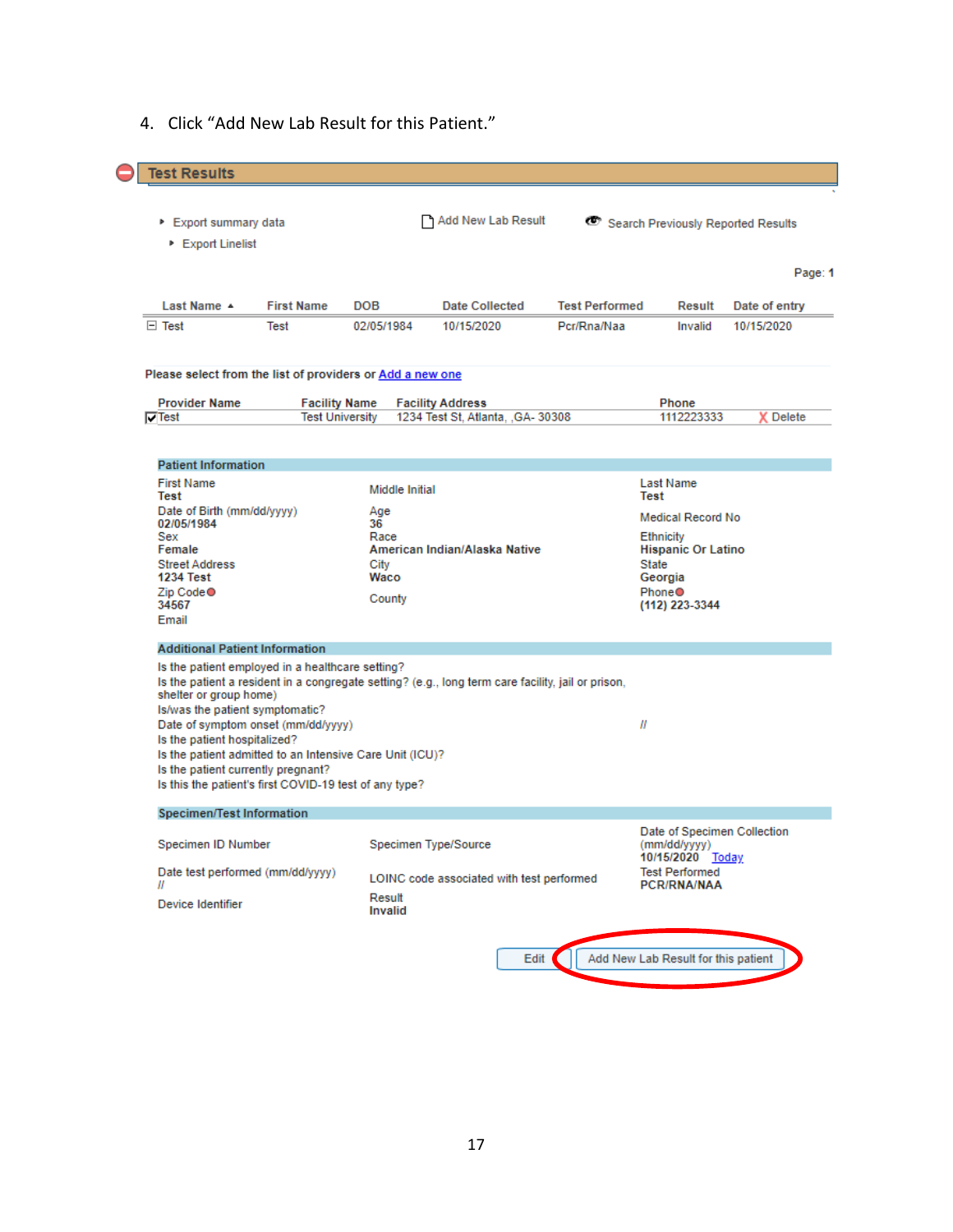4. Click “Add New Lab Result for this Patient.”

**Test Results**

- Export summary data
- Export Linelist

Add New Lab Result

Search Previously Reported Results

Page: 1

| Last Name | First Name | DOB | Date Collected | Test Performed | Result | Date of entry |
|---|---|---|---|---|---|---|
| Test | Test | 02/05/1984 | 10/15/2020 | Pcr/Rna/Naa | Invalid | 10/15/2020 |

Please select from the list of providers or Add a new one

| Provider Name | Facility Name | Facility Address | Phone | |
|---|---|---|---|---|
| Test | Test University | 1234 Test St, Atlanta, ,GA- 30308 | 1112223333 | X Delete |

**Patient Information**

| | | |
|---|---|---|
| First Name **Test** | Middle Initial | Last Name **Test** |
| Date of Birth (mm/dd/yyyy) **02/05/1984** | Age **36** | Medical Record No |
| Sex **Female** | Race **American Indian/Alaska Native** | Ethnicity **Hispanic Or Latino** |
| Street Address **1234 Test** | City **Waco** | State **Georgia** |
| Zip Code **34567** | County | Phone **(112) 223-3344** |
| Email | | |

**Additional Patient Information**

Is the patient employed in a healthcare setting?

Is the patient a resident in a congregate setting? (e.g., long term care facility, jail or prison, shelter or group home)

Is/was the patient symptomatic?

Date of symptom onset (mm/dd/yyyy) //

Is the patient hospitalized?

Is the patient admitted to an Intensive Care Unit (ICU)?

Is the patient currently pregnant?

Is this the patient's first COVID-19 test of any type?

**Specimen/Test Information**

| | | |
|---|---|---|
| Specimen ID Number | Specimen Type/Source | Date of Specimen Collection (mm/dd/yyyy) **10/15/2020** Today |
| Date test performed (mm/dd/yyyy) // | LOINC code associated with test performed | Test Performed **PCR/RNA/NAA** |
| Device Identifier | Result **Invalid** | |

Edit | Add New Lab Result for this patient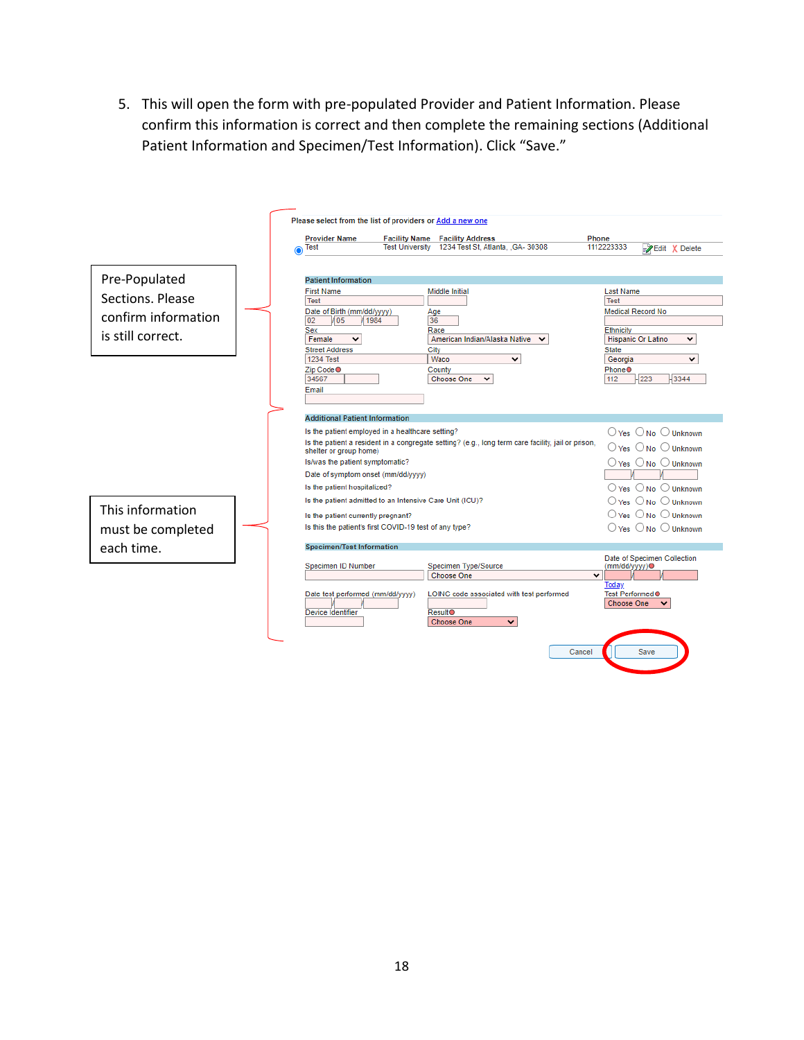5. This will open the form with pre-populated Provider and Patient Information. Please confirm this information is correct and then complete the remaining sections (Additional Patient Information and Specimen/Test Information). Click "Save."

Pre-Populated Sections. Please confirm information is still correct.

Please select from the list of providers or Add a new one

| Provider Name | Facility Name | Facility Address | Phone | | |
|---|---|---|---|---|---|
| Test | Test University | 1234 Test St, Atlanta, ,GA- 30308 | 1112223333 | Edit | Delete |

**Patient Information**

First Name: Test
Middle Initial:
Last Name: Test
Date of Birth (mm/dd/yyyy): 02 / 05 / 1984
Age: 36
Medical Record No:
Sex: Female
Race: American Indian/Alaska Native
Ethnicity: Hispanic Or Latino
Street Address: 1234 Test
City: Waco
State: Georgia
Zip Code: 34567
County: Choose One
Phone: 112 - 223 - 3344
Email:

This information must be completed each time.

**Additional Patient Information**

| Question | Response |
|---|---|
| Is the patient employed in a healthcare setting? | Yes / No / Unknown |
| Is the patient a resident in a congregate setting? (e.g., long term care facility, jail or prison, shelter or group home) | Yes / No / Unknown |
| Is/was the patient symptomatic? | Yes / No / Unknown |
| Date of symptom onset (mm/dd/yyyy) | / / |
| Is the patient hospitalized? | Yes / No / Unknown |
| Is the patient admitted to an Intensive Care Unit (ICU)? | Yes / No / Unknown |
| Is the patient currently pregnant? | Yes / No / Unknown |
| Is this the patient's first COVID-19 test of any type? | Yes / No / Unknown |

**Specimen/Test Information**

Specimen ID Number:
Specimen Type/Source: Choose One
Date of Specimen Collection (mm/dd/yyyy): / / Today
Date test performed (mm/dd/yyyy): / /
LOINC code associated with test performed:
Test Performed: Choose One
Device Identifier:
Result: Choose One

Cancel | Save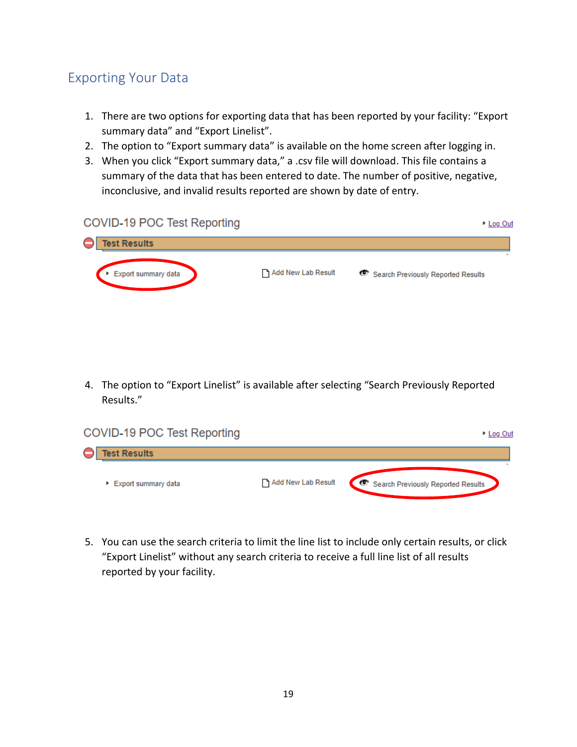## Exporting Your Data

1. There are two options for exporting data that has been reported by your facility: "Export summary data" and "Export Linelist".
2. The option to "Export summary data" is available on the home screen after logging in.
3. When you click "Export summary data," a .csv file will download. This file contains a summary of the data that has been entered to date. The number of positive, negative, inconclusive, and invalid results reported are shown by date of entry.

COVID-19 POC Test Reporting

Log Out

Test Results

Export summary data

Add New Lab Result

Search Previously Reported Results

4. The option to "Export Linelist" is available after selecting "Search Previously Reported Results."

COVID-19 POC Test Reporting

Log Out

Test Results

Export summary data

Add New Lab Result

Search Previously Reported Results

5. You can use the search criteria to limit the line list to include only certain results, or click "Export Linelist" without any search criteria to receive a full line list of all results reported by your facility.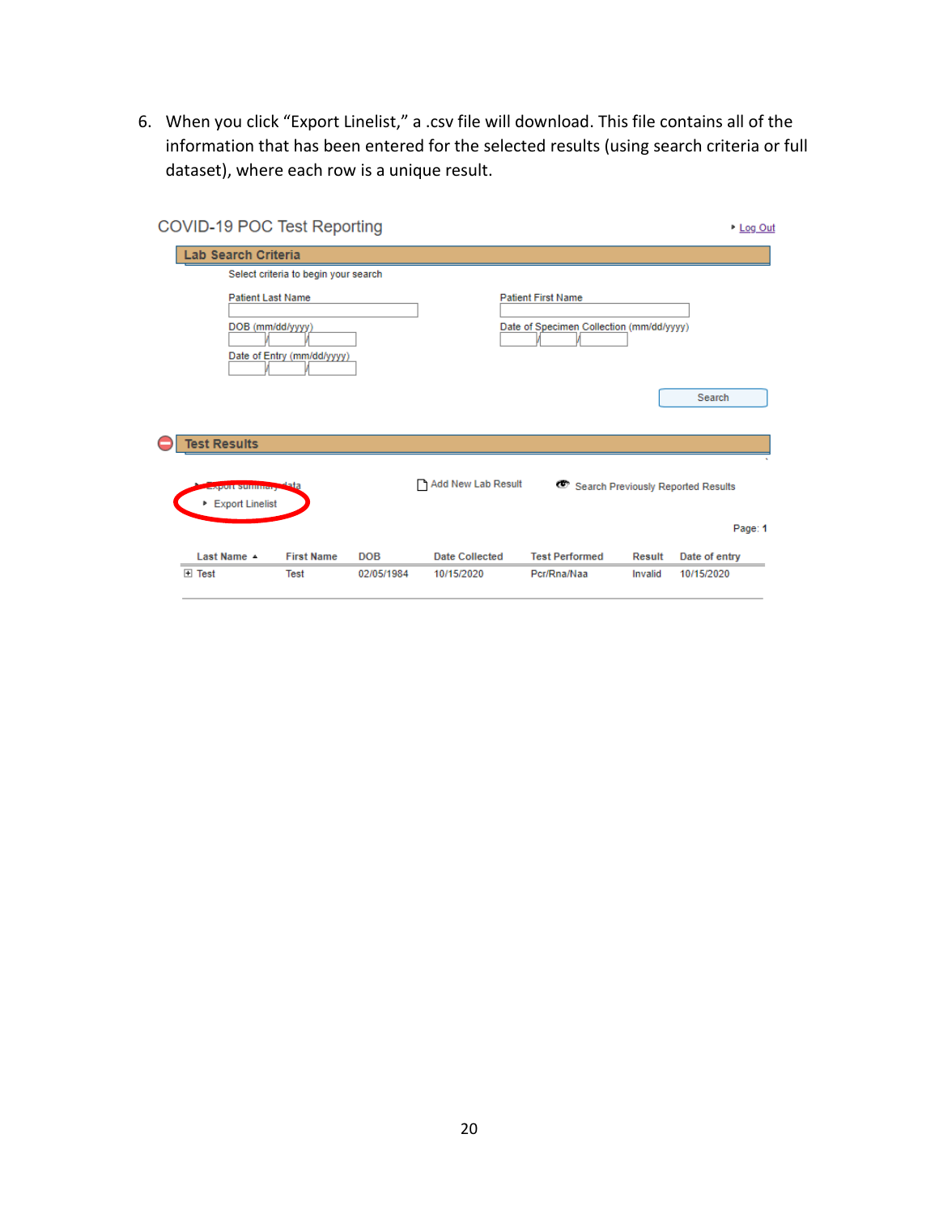6. When you click “Export Linelist,” a .csv file will download. This file contains all of the information that has been entered for the selected results (using search criteria or full dataset), where each row is a unique result.

COVID-19 POC Test Reporting

Log Out

**Lab Search Criteria**

Select criteria to begin your search

Patient Last Name

Patient First Name

DOB (mm/dd/yyyy)

Date of Specimen Collection (mm/dd/yyyy)

Date of Entry (mm/dd/yyyy)

Search

**Test Results**

Export summary data

Export Linelist

Add New Lab Result

Search Previously Reported Results

Page: 1

| Last Name | First Name | DOB | Date Collected | Test Performed | Result | Date of entry |
|---|---|---|---|---|---|---|
| Test | Test | 02/05/1984 | 10/15/2020 | Pcr/Rna/Naa | Invalid | 10/15/2020 |